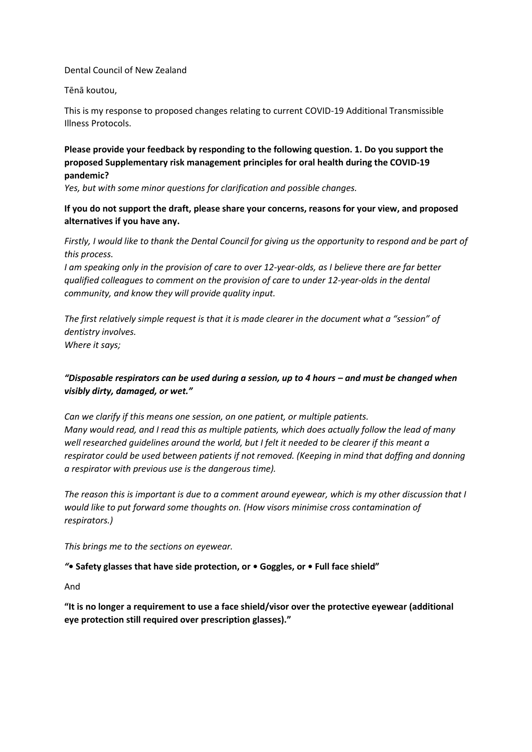Dental Council of New Zealand

Tēnā koutou,

This is my response to proposed changes relating to current COVID-19 Additional Transmissible Illness Protocols.

**Please provide your feedback by responding to the following question. 1. Do you support the proposed Supplementary risk management principles for oral health during the COVID-19 pandemic?**

*Yes, but with some minor questions for clarification and possible changes.*

**If you do not support the draft, please share your concerns, reasons for your view, and proposed alternatives if you have any.**

*Firstly, I would like to thank the Dental Council for giving us the opportunity to respond and be part of this process.*
*I am speaking only in the provision of care to over 12-year-olds, as I believe there are far better qualified colleagues to comment on the provision of care to under 12-year-olds in the dental community, and know they will provide quality input.*

*The first relatively simple request is that it is made clearer in the document what a "session" of dentistry involves.*
*Where it says;*

***"Disposable respirators can be used during a session, up to 4 hours – and must be changed when visibly dirty, damaged, or wet."***

*Can we clarify if this means one session, on one patient, or multiple patients.*
*Many would read, and I read this as multiple patients, which does actually follow the lead of many well researched guidelines around the world, but I felt it needed to be clearer if this meant a respirator could be used between patients if not removed. (Keeping in mind that doffing and donning a respirator with previous use is the dangerous time).*

*The reason this is important is due to a comment around eyewear, which is my other discussion that I would like to put forward some thoughts on. (How visors minimise cross contamination of respirators.)*

*This brings me to the sections on eyewear.*

***"• Safety glasses that have side protection, or • Goggles, or • Full face shield"***

And

**"It is no longer a requirement to use a face shield/visor over the protective eyewear (additional eye protection still required over prescription glasses)."**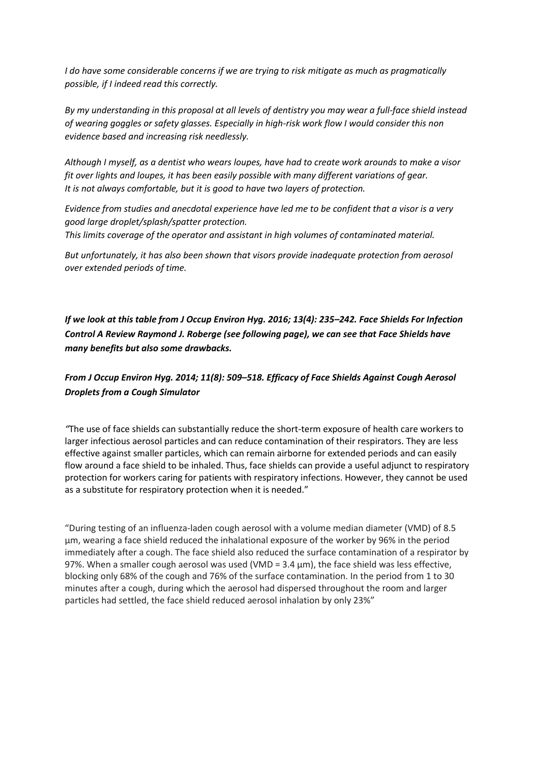*I do have some considerable concerns if we are trying to risk mitigate as much as pragmatically possible, if I indeed read this correctly.*

*By my understanding in this proposal at all levels of dentistry you may wear a full-face shield instead of wearing goggles or safety glasses. Especially in high-risk work flow I would consider this non evidence based and increasing risk needlessly.*

*Although I myself, as a dentist who wears loupes, have had to create work arounds to make a visor fit over lights and loupes, it has been easily possible with many different variations of gear. It is not always comfortable, but it is good to have two layers of protection.*

*Evidence from studies and anecdotal experience have led me to be confident that a visor is a very good large droplet/splash/spatter protection. This limits coverage of the operator and assistant in high volumes of contaminated material.*

*But unfortunately, it has also been shown that visors provide inadequate protection from aerosol over extended periods of time.*

***If we look at this table from J Occup Environ Hyg. 2016; 13(4): 235–242. Face Shields For Infection Control A Review Raymond J. Roberge (see following page), we can see that Face Shields have many benefits but also some drawbacks.***

***From J Occup Environ Hyg. 2014; 11(8): 509–518. Efficacy of Face Shields Against Cough Aerosol Droplets from a Cough Simulator***

*"*The use of face shields can substantially reduce the short-term exposure of health care workers to larger infectious aerosol particles and can reduce contamination of their respirators. They are less effective against smaller particles, which can remain airborne for extended periods and can easily flow around a face shield to be inhaled. Thus, face shields can provide a useful adjunct to respiratory protection for workers caring for patients with respiratory infections. However, they cannot be used as a substitute for respiratory protection when it is needed."

"During testing of an influenza-laden cough aerosol with a volume median diameter (VMD) of 8.5 µm, wearing a face shield reduced the inhalational exposure of the worker by 96% in the period immediately after a cough. The face shield also reduced the surface contamination of a respirator by 97%. When a smaller cough aerosol was used (VMD = 3.4 µm), the face shield was less effective, blocking only 68% of the cough and 76% of the surface contamination. In the period from 1 to 30 minutes after a cough, during which the aerosol had dispersed throughout the room and larger particles had settled, the face shield reduced aerosol inhalation by only 23%"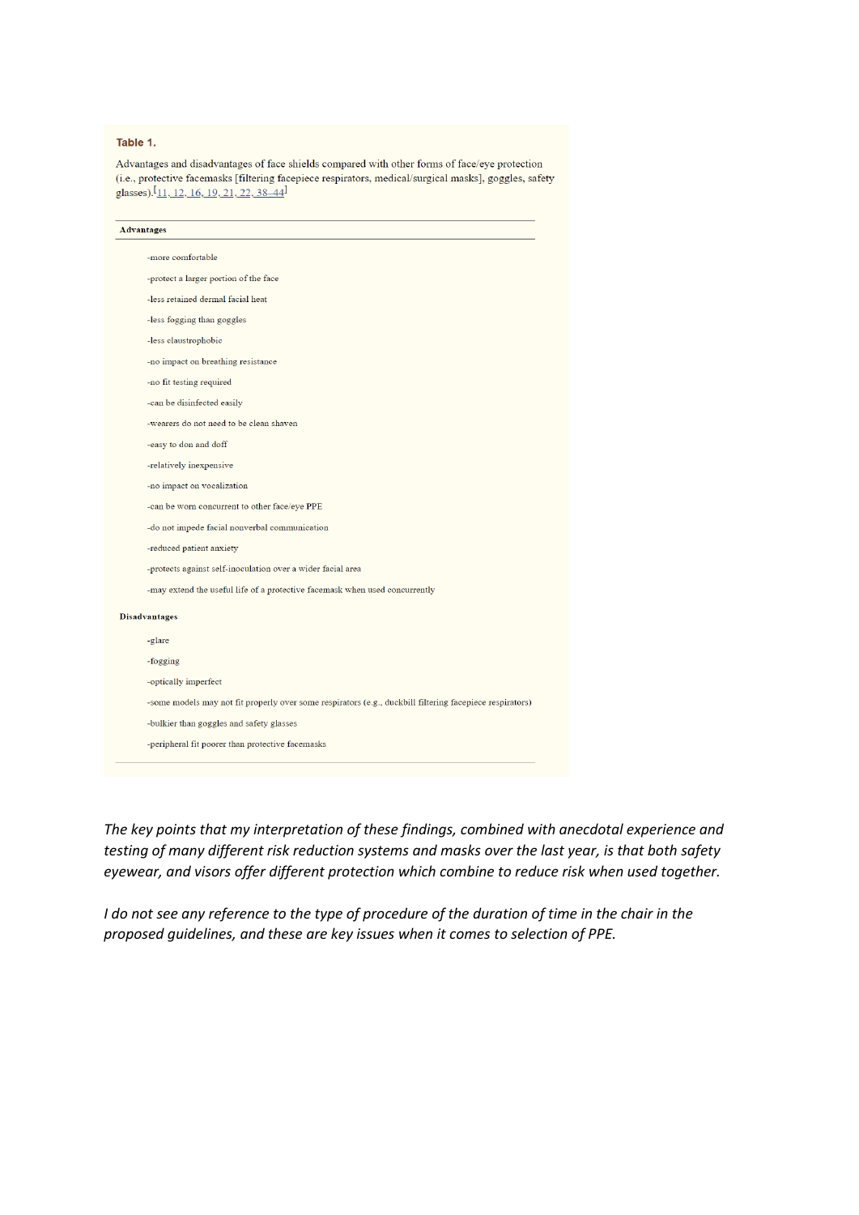**Table 1.**

Advantages and disadvantages of face shields compared with other forms of face/eye protection (i.e., protective facemasks [filtering facepiece respirators, medical/surgical masks], goggles, safety glasses).[11, 12, 16, 19, 21, 22, 38–44]

| Advantages |
| --- |
| -more comfortable |
| -protect a larger portion of the face |
| -less retained dermal facial heat |
| -less fogging than goggles |
| -less claustrophobic |
| -no impact on breathing resistance |
| -no fit testing required |
| -can be disinfected easily |
| -wearers do not need to be clean shaven |
| -easy to don and doff |
| -relatively inexpensive |
| -no impact on vocalization |
| -can be worn concurrent to other face/eye PPE |
| -do not impede facial nonverbal communication |
| -reduced patient anxiety |
| -protects against self-inoculation over a wider facial area |
| -may extend the useful life of a protective facemask when used concurrently |
| **Disadvantages** |
| -glare |
| -fogging |
| -optically imperfect |
| -some models may not fit properly over some respirators (e.g., duckbill filtering facepiece respirators) |
| -bulkier than goggles and safety glasses |
| -peripheral fit poorer than protective facemasks |

*The key points that my interpretation of these findings, combined with anecdotal experience and testing of many different risk reduction systems and masks over the last year, is that both safety eyewear, and visors offer different protection which combine to reduce risk when used together.*

*I do not see any reference to the type of procedure of the duration of time in the chair in the proposed guidelines, and these are key issues when it comes to selection of PPE.*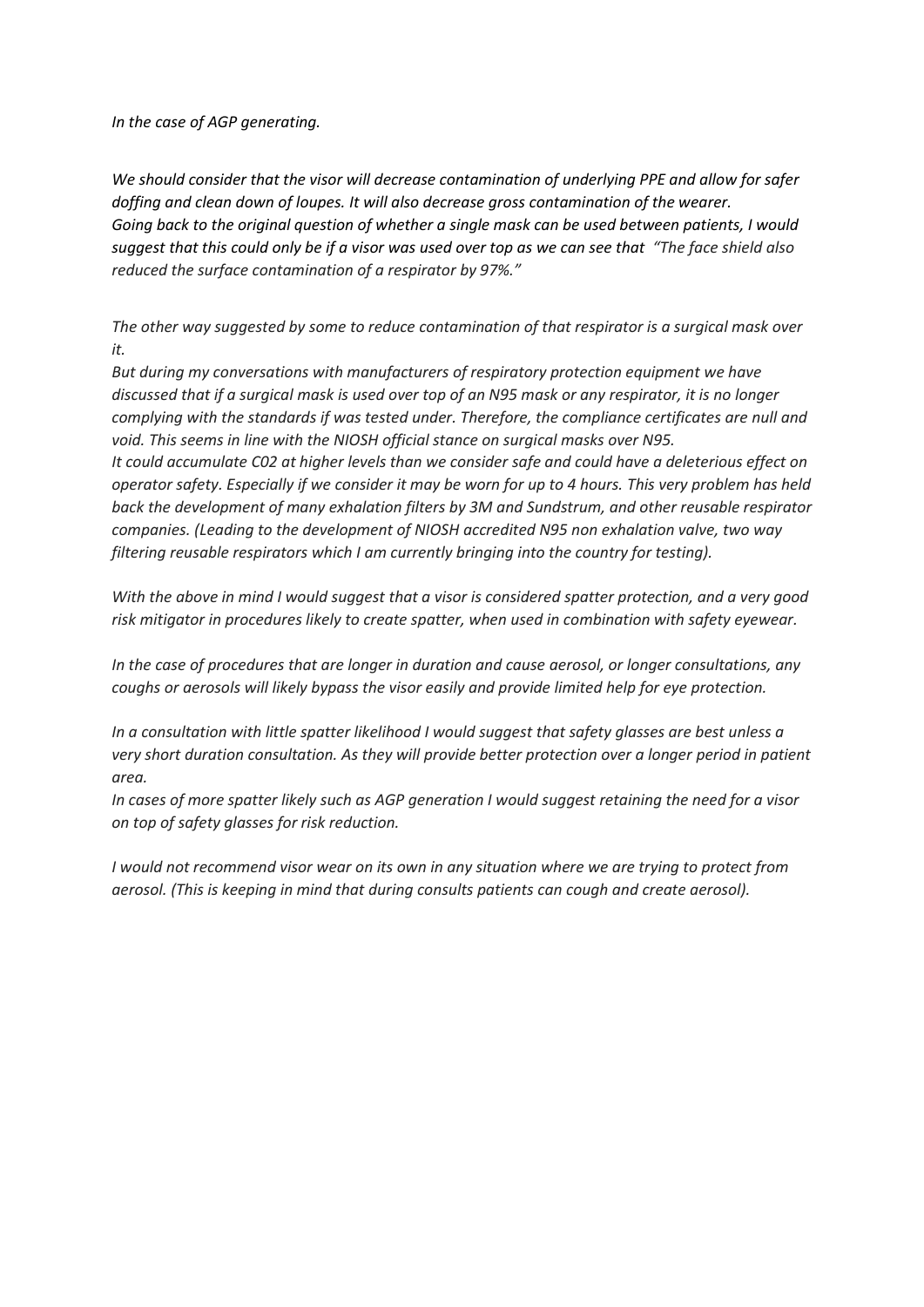*In the case of AGP generating.*

*We should consider that the visor will decrease contamination of underlying PPE and allow for safer doffing and clean down of loupes. It will also decrease gross contamination of the wearer.*
*Going back to the original question of whether a single mask can be used between patients, I would suggest that this could only be if a visor was used over top as we can see that "The face shield also reduced the surface contamination of a respirator by 97%."*

*The other way suggested by some to reduce contamination of that respirator is a surgical mask over it.*
*But during my conversations with manufacturers of respiratory protection equipment we have discussed that if a surgical mask is used over top of an N95 mask or any respirator, it is no longer complying with the standards if was tested under. Therefore, the compliance certificates are null and void. This seems in line with the NIOSH official stance on surgical masks over N95.*
*It could accumulate C02 at higher levels than we consider safe and could have a deleterious effect on operator safety. Especially if we consider it may be worn for up to 4 hours. This very problem has held back the development of many exhalation filters by 3M and Sundstrum, and other reusable respirator companies. (Leading to the development of NIOSH accredited N95 non exhalation valve, two way filtering reusable respirators which I am currently bringing into the country for testing).*

*With the above in mind I would suggest that a visor is considered spatter protection, and a very good risk mitigator in procedures likely to create spatter, when used in combination with safety eyewear.*

*In the case of procedures that are longer in duration and cause aerosol, or longer consultations, any coughs or aerosols will likely bypass the visor easily and provide limited help for eye protection.*

*In a consultation with little spatter likelihood I would suggest that safety glasses are best unless a very short duration consultation. As they will provide better protection over a longer period in patient area.*
*In cases of more spatter likely such as AGP generation I would suggest retaining the need for a visor on top of safety glasses for risk reduction.*

*I would not recommend visor wear on its own in any situation where we are trying to protect from aerosol. (This is keeping in mind that during consults patients can cough and create aerosol).*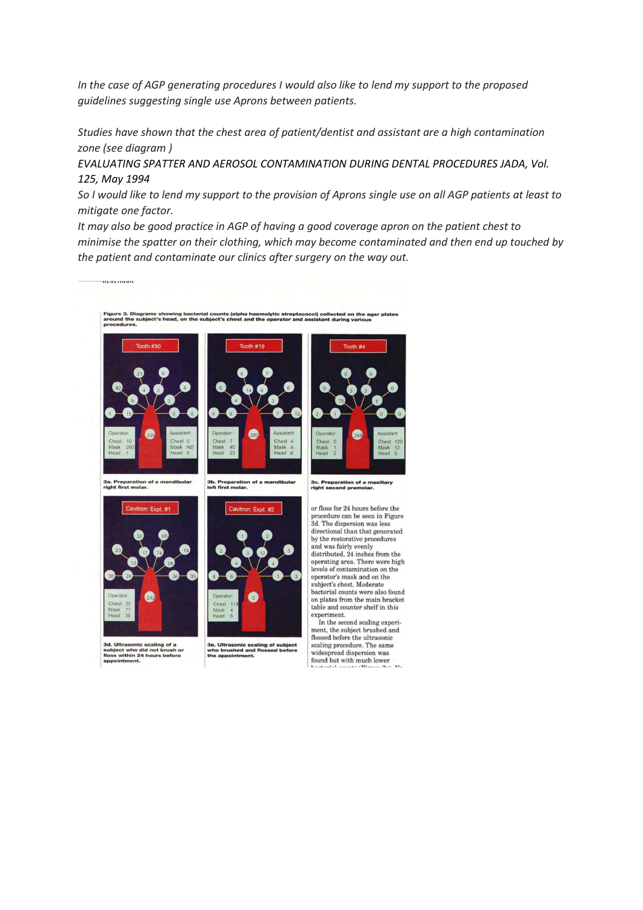*In the case of AGP generating procedures I would also like to lend my support to the proposed guidelines suggesting single use Aprons between patients.*

*Studies have shown that the chest area of patient/dentist and assistant are a high contamination zone (see diagram )*
*EVALUATING SPATTER AND AEROSOL CONTAMINATION DURING DENTAL PROCEDURES JADA, Vol. 125, May 1994*
*So I would like to lend my support to the provision of Aprons single use on all AGP patients at least to mitigate one factor.*
*It may also be good practice in AGP of having a good coverage apron on the patient chest to minimise the spatter on their clothing, which may become contaminated and then end up touched by the patient and contaminate our clinics after surgery on the way out.*

**Figure 3. Diagrams showing bacterial counts (alpha haemolytic streptococci) collected on the agar plates around the subject's head, on the subject's chest and the operator and assistant during various procedures.**

| | Operator | Subject's chest | Assistant |
|---|---|---|---|
| 3a. Preparation of a mandibular right first molar (Tooth #30) | Chest 10, Mask 260, Head 1 | 228 | Chest 0, Mask ND, Head 5 |
| 3b. Preparation of a mandibular left first molar (Tooth #19) | Chest 7, Mask 40, Head 23 | 282 | Chest 4, Mask 4, Head 6 |
| 3c. Preparation of a maxillary right second premolar (Tooth #4) | Chest 0, Mask 1, Head 2 | 248 | Chest 120, Mask 12, Head 0 |
| 3d. Ultrasonic scaling of a subject who did not brush or floss within 24 hours before appointment (Cavitron: Expt. #1) | Chest 25, Mask 77, Head 36 | 242 | |
| 3e. Ultrasonic scaling of subject who brushed and flossed before the appointment (Cavitron: Expt. #2) | Chest 118, Mask 4, Head 6 | 0 | |

or floss for 24 hours before the procedure can be seen in Figure 3d. The dispersion was less directional than that generated by the restorative procedures and was fairly evenly distributed, 24 inches from the operating area. There were high levels of contamination on the operator's mask and on the subject's chest. Moderate bacterial counts were also found on plates from the main bracket table and counter shelf in this experiment.

In the second scaling experiment, the subject brushed and flossed before the ultrasonic scaling procedure. The same widespread dispersion was found but with much lower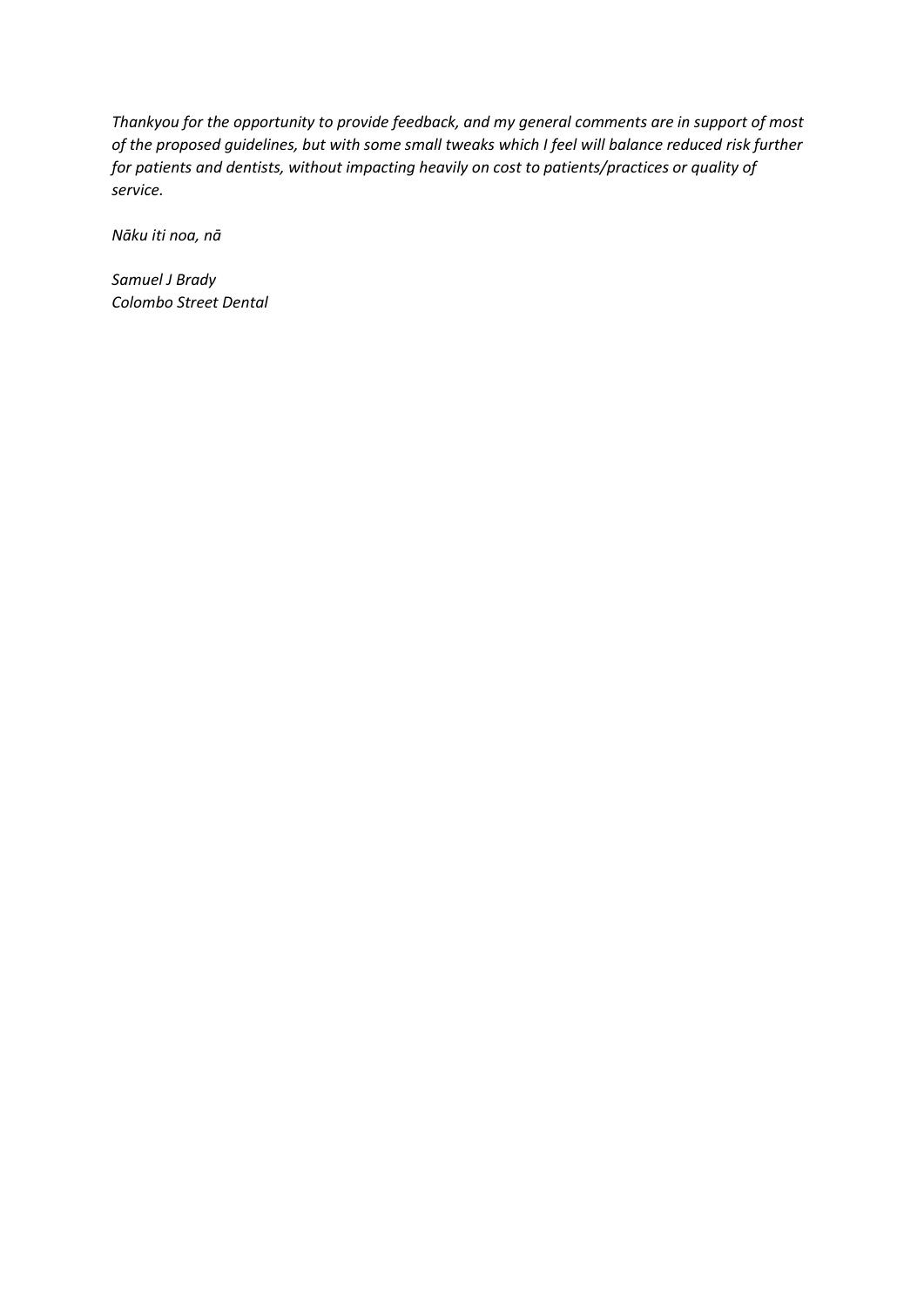*Thankyou for the opportunity to provide feedback, and my general comments are in support of most of the proposed guidelines, but with some small tweaks which I feel will balance reduced risk further for patients and dentists, without impacting heavily on cost to patients/practices or quality of service.*

*Nāku iti noa, nā*

*Samuel J Brady*
*Colombo Street Dental*